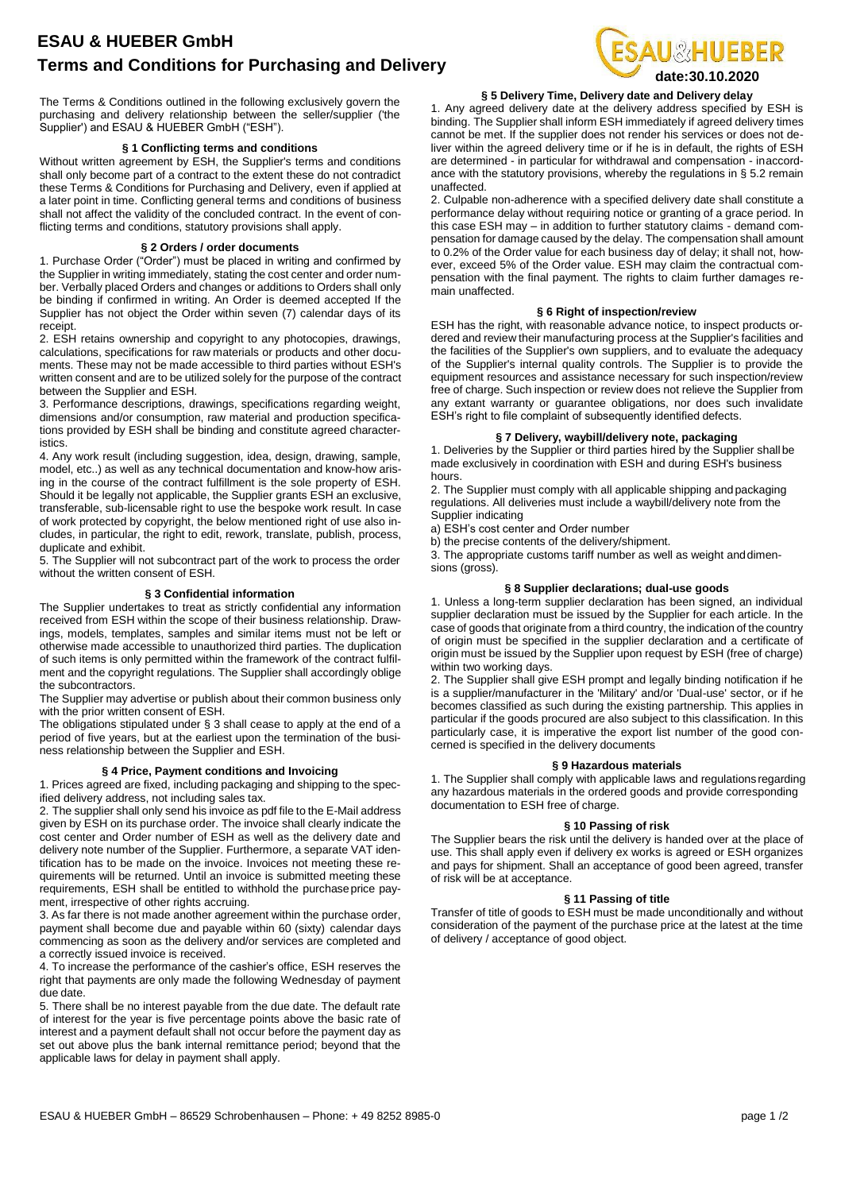# ESAU & HUEBER GmbH

## Terms and Conditions for Purchasing and Delivery

date:30.10.2020

The Terms & Conditions outlined in the following exclusively govern the purchasing and delivery relationship between the seller/supplier ('the Supplier') and ESAU & HUEBER GmbH ("ESH").

### § 1 Conflicting terms and conditions

Without written agreement by ESH, the Supplier's terms and conditions shall only become part of a contract to the extent these do not contradict these Terms & Conditions for Purchasing and Delivery, even if applied at a later point in time. Conflicting general terms and conditions of business shall not affect the validity of the concluded contract. In the event of conflicting terms and conditions, statutory provisions shall apply.

### § 2 Orders / order documents

1. Purchase Order ("Order") must be placed in writing and confirmed by the Supplier in writing immediately, stating the cost center and order number. Verbally placed Orders and changes or additions to Orders shall only be binding if confirmed in writing. An Order is deemed accepted If the Supplier has not object the Order within seven (7) calendar days of its receipt.
2. ESH retains ownership and copyright to any photocopies, drawings, calculations, specifications for raw materials or products and other documents. These may not be made accessible to third parties without ESH's written consent and are to be utilized solely for the purpose of the contract between the Supplier and ESH.
3. Performance descriptions, drawings, specifications regarding weight, dimensions and/or consumption, raw material and production specifications provided by ESH shall be binding and constitute agreed characteristics.
4. Any work result (including suggestion, idea, design, drawing, sample, model, etc..) as well as any technical documentation and know-how arising in the course of the technical fulfillment is the sole property of ESH. Should it be legally not applicable, the Supplier grants ESH an exclusive, transferable, sub-licensable right to use the bespoke work result. In case of work protected by copyright, the below mentioned right of use also includes, in particular, the right to edit, rework, translate, publish, process, duplicate and exhibit.
5. The Supplier will not subcontract part of the work to process the order without the written consent of ESH.

### § 3 Confidential information

The Supplier undertakes to treat as strictly confidential any information received from ESH within the scope of their business relationship. Drawings, models, templates, samples and similar items must not be left or otherwise made accessible to unauthorized third parties. The duplication of such items is only permitted within the framework of the contract fulfilment and the copyright regulations. The Supplier shall accordingly oblige the subcontractors.

The Supplier may advertise or publish about their common business only with the prior written consent of ESH.

The obligations stipulated under § 3 shall cease to apply at the end of a period of five years, but at the earliest upon the termination of the business relationship between the Supplier and ESH.

### § 4 Price, Payment conditions and Invoicing

1. Prices agreed are fixed, including packaging and shipping to the specified delivery address, not including sales tax.
2. The supplier shall only send his invoice as pdf file to the E-Mail address given by ESH on its purchase order. The invoice shall clearly indicate the cost center and Order number of ESH as well as the delivery date and delivery note number of the Supplier. Furthermore, a separate VAT identification has to be made on the invoice. Invoices not meeting these requirements will be returned. Until an invoice is submitted meeting these requirements, ESH shall be entitled to withhold the purchase price payment, irrespective of other rights accruing.
3. As far there is not made another agreement within the purchase order, payment shall become due and payable within 60 (sixty) calendar days commencing as soon as the delivery and/or services are completed and a correctly issued invoice is received.
4. To increase the performance of the cashier's office, ESH reserves the right that payments are only made the following Wednesday of payment due date.
5. There shall be no interest payable from the due date. The default rate of interest for the year is five percentage points above the basic rate of interest and a payment default shall not occur before the payment day as set out above plus the bank internal remittance period; beyond that the applicable laws for delay in payment shall apply.

### § 5 Delivery Time, Delivery date and Delivery delay

1. Any agreed delivery date at the delivery address specified by ESH is binding. The Supplier shall inform ESH immediately if agreed delivery times cannot be met. If the supplier does not render his services or does not deliver within the agreed delivery time or if he is in default, the rights of ESH are determined - in particular for withdrawal and compensation - in accordance with the statutory provisions, whereby the regulations in § 5.2 remain unaffected.
2. Culpable non-adherence with a specified delivery date shall constitute a performance delay without requiring notice or granting of a grace period. In this case ESH may – in addition to further statutory claims - demand compensation for damage caused by the delay. The compensation shall amount to 0.2% of the Order value for each business day of delay; it shall not, however, exceed 5% of the Order value. ESH may claim the contractual compensation with the final payment. The rights to claim further damages remain unaffected.

### § 6 Right of inspection/review

ESH has the right, with reasonable advance notice, to inspect products ordered and review their manufacturing process at the Supplier's facilities and the facilities of the Supplier's own suppliers, and to evaluate the adequacy of the Supplier's internal quality controls. The Supplier is to provide the equipment resources and assistance necessary for such inspection/review free of charge. Such inspection or review does not relieve the Supplier from any extant warranty or guarantee obligations, nor does such invalidate ESH's right to file complaint of subsequently identified defects.

### § 7 Delivery, waybill/delivery note, packaging

1. Deliveries by the Supplier or third parties hired by the Supplier shall be made exclusively in coordination with ESH and during ESH's business hours.
2. The Supplier must comply with all applicable shipping and packaging regulations. All deliveries must include a waybill/delivery note from the Supplier indicating

a) ESH's cost center and Order number

b) the precise contents of the delivery/shipment.

3. The appropriate customs tariff number as well as weight and dimensions (gross).

### § 8 Supplier declarations; dual-use goods

1. Unless a long-term supplier declaration has been signed, an individual supplier declaration must be issued by the Supplier for each article. In the case of goods that originate from a third country, the indication of the country of origin must be specified in the supplier declaration and a certificate of origin must be issued by the Supplier upon request by ESH (free of charge) within two working days.
2. The Supplier shall give ESH prompt and legally binding notification if he is a supplier/manufacturer in the 'Military' and/or 'Dual-use' sector, or if he becomes classified as such during the existing partnership. This applies in particular if the goods procured are also subject to this classification. In this particularly case, it is imperative the export list number of the good concerned is specified in the delivery documents

### § 9 Hazardous materials

1. The Supplier shall comply with applicable laws and regulations regarding any hazardous materials in the ordered goods and provide corresponding documentation to ESH free of charge.

### § 10 Passing of risk

The Supplier bears the risk until the delivery is handed over at the place of use. This shall apply even if delivery ex works is agreed or ESH organizes and pays for shipment. Shall an acceptance of good been agreed, transfer of risk will be at acceptance.

### § 11 Passing of title

Transfer of title of goods to ESH must be made unconditionally and without consideration of the payment of the purchase price at the latest at the time of delivery / acceptance of good object.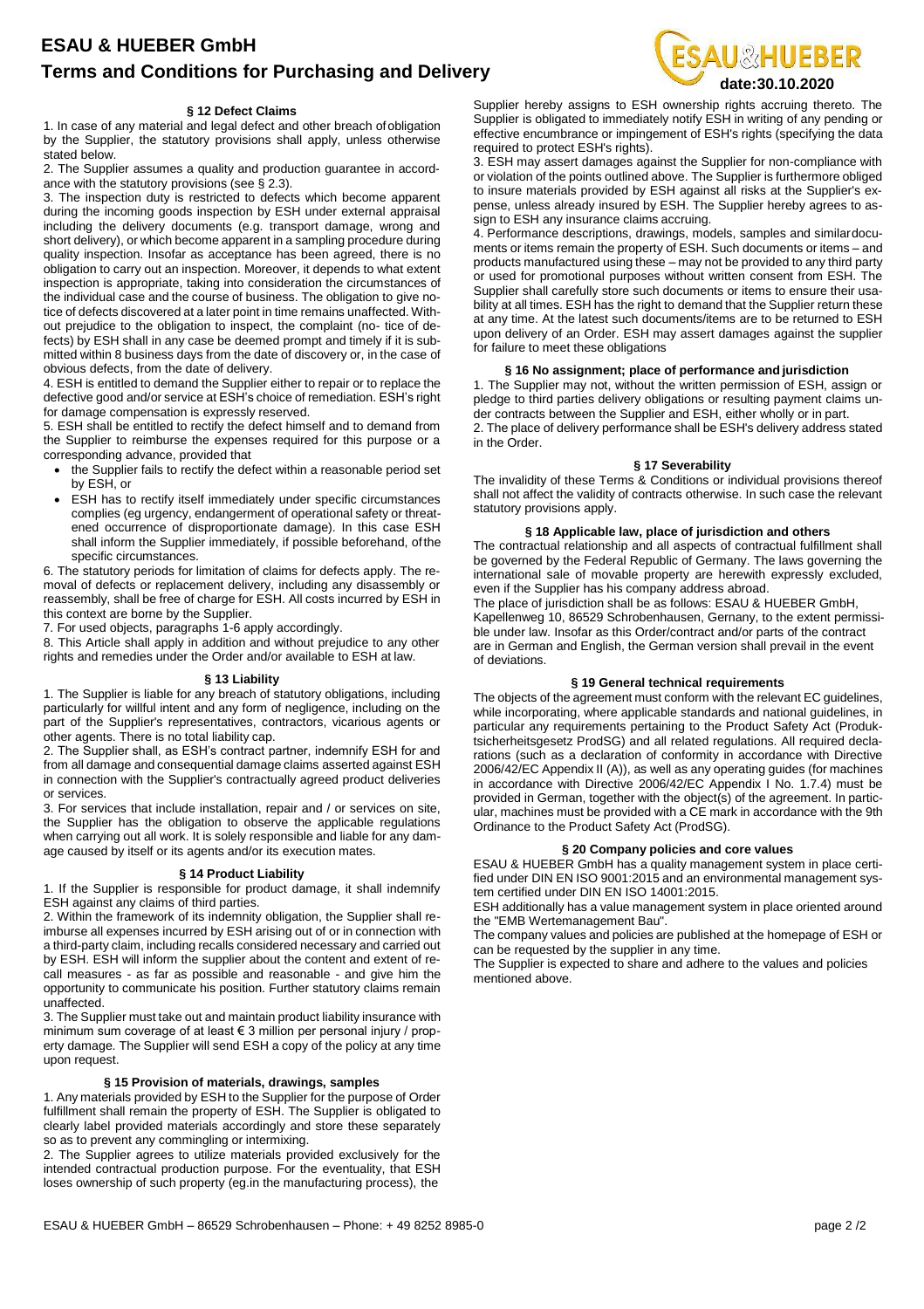# ESAU & HUEBER GmbH

## Terms and Conditions for Purchasing and Delivery

date:30.10.2020

### § 12 Defect Claims

1. In case of any material and legal defect and other breach of obligation by the Supplier, the statutory provisions shall apply, unless otherwise stated below.

2. The Supplier assumes a quality and production guarantee in accordance with the statutory provisions (see § 2.3).

3. The inspection duty is restricted to defects which become apparent during the incoming goods inspection by ESH under external appraisal including the delivery documents (e.g. transport damage, wrong and short delivery), or which become apparent in a sampling procedure during quality inspection. Insofar as acceptance has been agreed, there is no obligation to carry out an inspection. Moreover, it depends to what extent inspection is appropriate, taking into consideration the circumstances of the individual case and the course of business. The obligation to give notice of defects discovered at a later point in time remains unaffected. Without prejudice to the obligation to inspect, the complaint (notice of defects) by ESH shall in any case be deemed prompt and timely if it is submitted within 8 business days from the date of discovery or, in the case of obvious defects, from the date of delivery.

4. ESH is entitled to demand the Supplier either to repair or to replace the defective good and/or service at ESH's choice of remediation. ESH's right for damage compensation is expressly reserved.

5. ESH shall be entitled to rectify the defect himself and to demand from the Supplier to reimburse the expenses required for this purpose or a corresponding advance, provided that

- the Supplier fails to rectify the defect within a reasonable period set by ESH, or
- ESH has to rectify itself immediately under specific circumstances complies (eg urgency, endangerment of operational safety or threatened occurrence of disproportionate damage). In this case ESH shall inform the Supplier immediately, if possible beforehand, of the specific circumstances.

6. The statutory periods for limitation of claims for defects apply. The removal of defects or replacement delivery, including any disassembly or reassembly, shall be free of charge for ESH. All costs incurred by ESH in this context are borne by the Supplier.

7. For used objects, paragraphs 1-6 apply accordingly.

8. This Article shall apply in addition and without prejudice to any other rights and remedies under the Order and/or available to ESH at law.

### § 13 Liability

1. The Supplier is liable for any breach of statutory obligations, including particularly for willful intent and any form of negligence, including on the part of the Supplier's representatives, contractors, vicarious agents or other agents. There is no total liability cap.

2. The Supplier shall, as ESH's contract partner, indemnify ESH for and from all damage and consequential damage claims asserted against ESH in connection with the Supplier's contractually agreed product deliveries or services.

3. For services that include installation, repair and / or services on site, the Supplier has the obligation to observe the applicable regulations when carrying out all work. It is solely responsible and liable for any damage caused by itself or its agents and/or its execution mates.

### § 14 Product Liability

1. If the Supplier is responsible for product damage, it shall indemnify ESH against any claims of third parties.

2. Within the framework of its indemnity obligation, the Supplier shall reimburse all expenses incurred by ESH arising out of or in connection with a third-party claim, including recalls considered necessary and carried out by ESH. ESH will inform the supplier about the content and extent of recall measures - as far as possible and reasonable - and give him the opportunity to communicate his position. Further statutory claims remain unaffected.

3. The Supplier must take out and maintain product liability insurance with minimum sum coverage of at least € 3 million per personal injury / property damage. The Supplier will send ESH a copy of the policy at any time upon request.

### § 15 Provision of materials, drawings, samples

1. Any materials provided by ESH to the Supplier for the purpose of Order fulfillment shall remain the property of ESH. The Supplier is obligated to clearly label provided materials accordingly and store these separately so as to prevent any commingling or intermixing.

2. The Supplier agrees to utilize materials provided exclusively for the intended contractual production purpose. For the eventuality, that ESH loses ownership of such property (eg.in the manufacturing process), the Supplier hereby assigns to ESH ownership rights accruing thereto. The Supplier is obligated to immediately notify ESH in writing of any pending or effective encumbrance or impingement of ESH's rights (specifying the data required to protect ESH's rights).

3. ESH may assert damages against the Supplier for non-compliance with or violation of the points outlined above. The Supplier is furthermore obliged to insure materials provided by ESH against all risks at the Supplier's expense, unless already insured by ESH. The Supplier hereby agrees to assign to ESH any insurance claims accruing.

4. Performance descriptions, drawings, models, samples and similar documents or items remain the property of ESH. Such documents or items – and products manufactured using these – may not be provided to any third party or used for promotional purposes without written consent from ESH. The Supplier shall carefully store such documents or items to ensure their usability at all times. ESH has the right to demand that the Supplier return these at any time. At the latest such documents/items are to be returned to ESH upon delivery of an Order. ESH may assert damages against the supplier for failure to meet these obligations

### § 16 No assignment; place of performance and jurisdiction

1. The Supplier may not, without the written permission of ESH, assign or pledge to third parties delivery obligations or resulting payment claims under contracts between the Supplier and ESH, either wholly or in part.

2. The place of delivery performance shall be ESH's delivery address stated in the Order.

### § 17 Severability

The invalidity of these Terms & Conditions or individual provisions thereof shall not affect the validity of contracts otherwise. In such case the relevant statutory provisions apply.

### § 18 Applicable law, place of jurisdiction and others

The contractual relationship and all aspects of contractual fulfillment shall be governed by the Federal Republic of Germany. The laws governing the international sale of movable property are herewith expressly excluded, even if the Supplier has his company address abroad.

The place of jurisdiction shall be as follows: ESAU & HUEBER GmbH, Kapellenweg 10, 86529 Schrobenhausen, Gernany, to the extent permissible under law. Insofar as this Order/contract and/or parts of the contract are in German and English, the German version shall prevail in the event of deviations.

### § 19 General technical requirements

The objects of the agreement must conform with the relevant EC guidelines, while incorporating, where applicable standards and national guidelines, in particular any requirements pertaining to the Product Safety Act (Produktsicherheitsgesetz ProdSG) and all related regulations. All required declarations (such as a declaration of conformity in accordance with Directive 2006/42/EC Appendix II (A)), as well as any operating guides (for machines in accordance with Directive 2006/42/EC Appendix I No. 1.7.4) must be provided in German, together with the object(s) of the agreement. In particular, machines must be provided with a CE mark in accordance with the 9th Ordinance to the Product Safety Act (ProdSG).

### § 20 Company policies and core values

ESAU & HUEBER GmbH has a quality management system in place certified under DIN EN ISO 9001:2015 and an environmental management system certified under DIN EN ISO 14001:2015.

ESH additionally has a value management system in place oriented around the "EMB Wertemanagement Bau".

The company values and policies are published at the homepage of ESH or can be requested by the supplier in any time.

The Supplier is expected to share and adhere to the values and policies mentioned above.

ESAU & HUEBER GmbH – 86529 Schrobenhausen – Phone: + 49 8252 8985-0